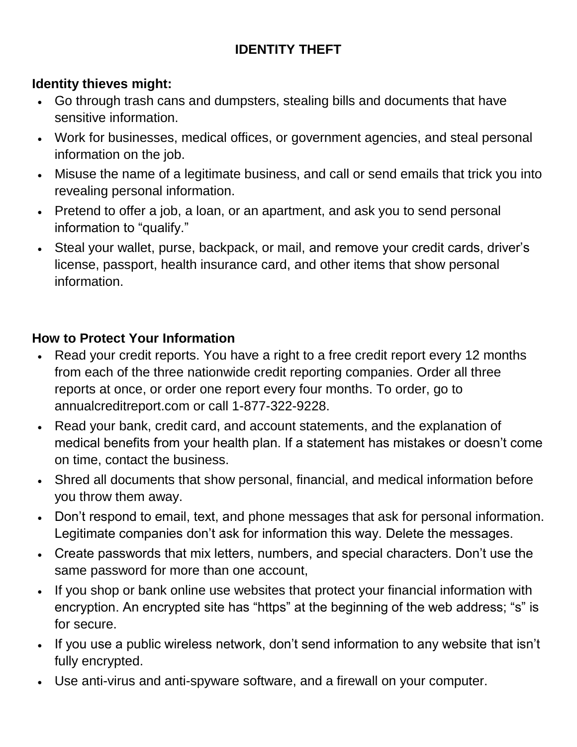# IDENTITY THEFT

**Identity thieves might:**

- Go through trash cans and dumpsters, stealing bills and documents that have sensitive information.
- Work for businesses, medical offices, or government agencies, and steal personal information on the job.
- Misuse the name of a legitimate business, and call or send emails that trick you into revealing personal information.
- Pretend to offer a job, a loan, or an apartment, and ask you to send personal information to “qualify.”
- Steal your wallet, purse, backpack, or mail, and remove your credit cards, driver’s license, passport, health insurance card, and other items that show personal information.

**How to Protect Your Information**

- Read your credit reports. You have a right to a free credit report every 12 months from each of the three nationwide credit reporting companies. Order all three reports at once, or order one report every four months. To order, go to annualcreditreport.com or call 1-877-322-9228.
- Read your bank, credit card, and account statements, and the explanation of medical benefits from your health plan. If a statement has mistakes or doesn’t come on time, contact the business.
- Shred all documents that show personal, financial, and medical information before you throw them away.
- Don’t respond to email, text, and phone messages that ask for personal information. Legitimate companies don’t ask for information this way. Delete the messages.
- Create passwords that mix letters, numbers, and special characters. Don’t use the same password for more than one account,
- If you shop or bank online use websites that protect your financial information with encryption. An encrypted site has “https” at the beginning of the web address; “s” is for secure.
- If you use a public wireless network, don’t send information to any website that isn’t fully encrypted.
- Use anti-virus and anti-spyware software, and a firewall on your computer.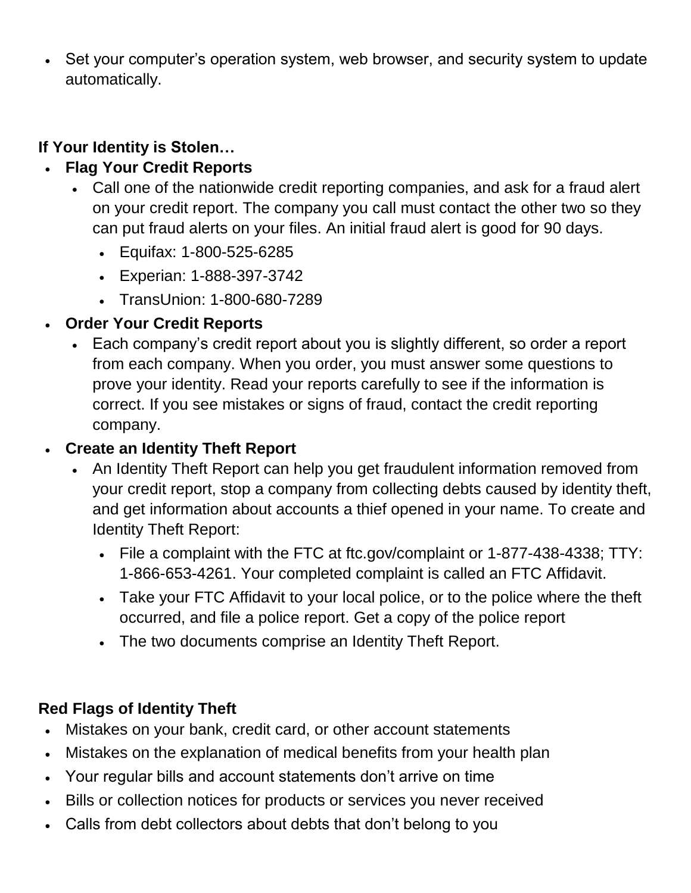- Set your computer's operation system, web browser, and security system to update automatically.

**If Your Identity is Stolen…**

- **Flag Your Credit Reports**
  - Call one of the nationwide credit reporting companies, and ask for a fraud alert on your credit report. The company you call must contact the other two so they can put fraud alerts on your files. An initial fraud alert is good for 90 days.
    - Equifax: 1-800-525-6285
    - Experian: 1-888-397-3742
    - TransUnion: 1-800-680-7289
- **Order Your Credit Reports**
  - Each company's credit report about you is slightly different, so order a report from each company. When you order, you must answer some questions to prove your identity. Read your reports carefully to see if the information is correct. If you see mistakes or signs of fraud, contact the credit reporting company.
- **Create an Identity Theft Report**
  - An Identity Theft Report can help you get fraudulent information removed from your credit report, stop a company from collecting debts caused by identity theft, and get information about accounts a thief opened in your name. To create and Identity Theft Report:
    - File a complaint with the FTC at ftc.gov/complaint or 1-877-438-4338; TTY: 1-866-653-4261. Your completed complaint is called an FTC Affidavit.
    - Take your FTC Affidavit to your local police, or to the police where the theft occurred, and file a police report. Get a copy of the police report
    - The two documents comprise an Identity Theft Report.

**Red Flags of Identity Theft**

- Mistakes on your bank, credit card, or other account statements
- Mistakes on the explanation of medical benefits from your health plan
- Your regular bills and account statements don't arrive on time
- Bills or collection notices for products or services you never received
- Calls from debt collectors about debts that don't belong to you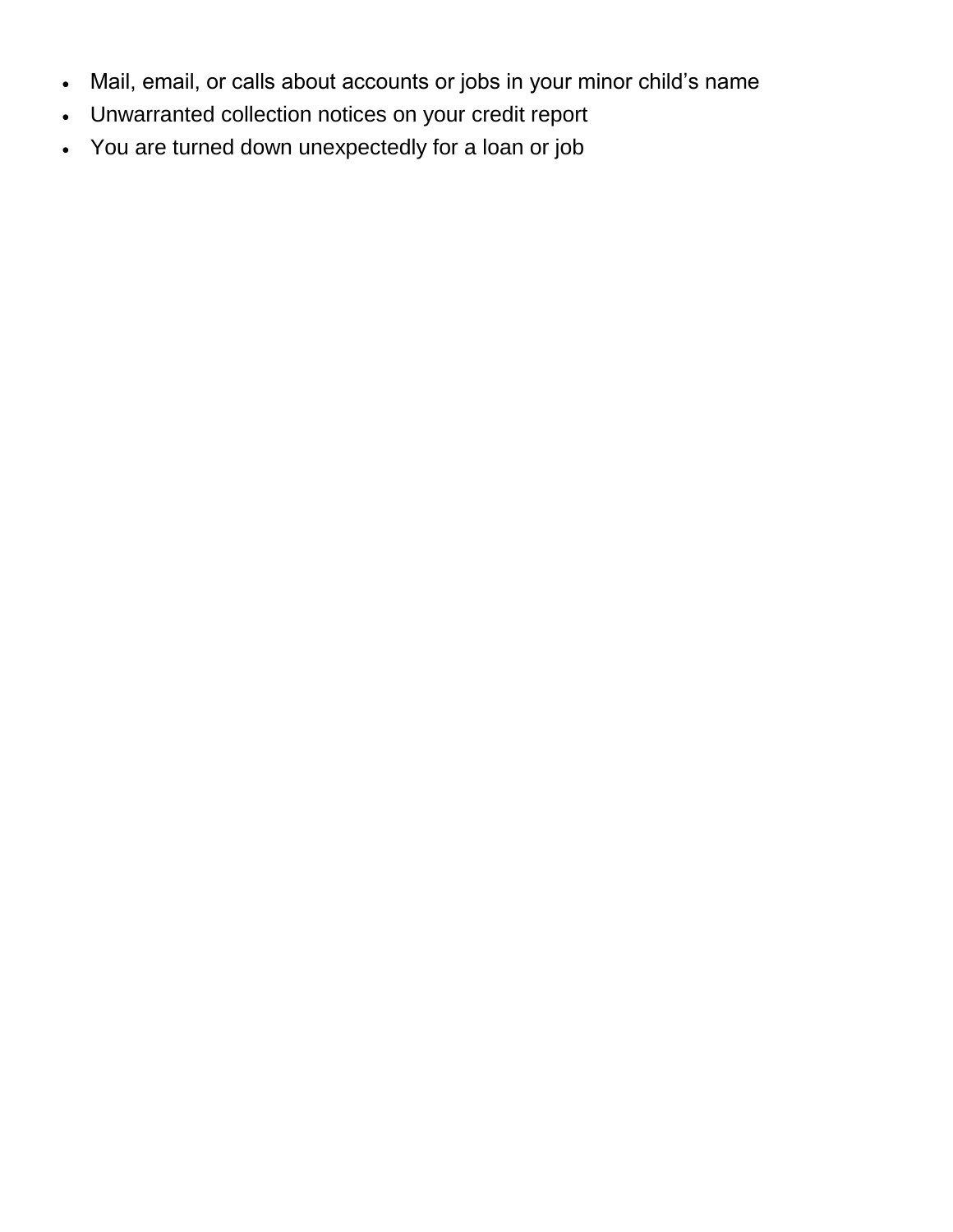- Mail, email, or calls about accounts or jobs in your minor child's name
- Unwarranted collection notices on your credit report
- You are turned down unexpectedly for a loan or job